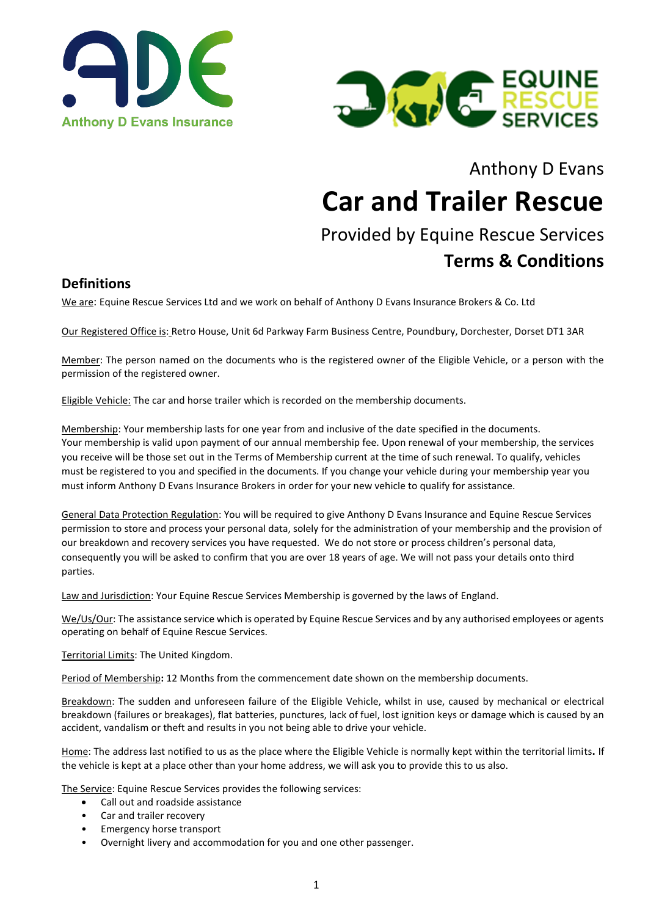Anthony D Evans

# Car and Trailer Rescue

Provided by Equine Rescue Services

**Terms & Conditions**

## Definitions

We are: Equine Rescue Services Ltd and we work on behalf of Anthony D Evans Insurance Brokers & Co. Ltd

Our Registered Office is: Retro House, Unit 6d Parkway Farm Business Centre, Poundbury, Dorchester, Dorset DT1 3AR

Member: The person named on the documents who is the registered owner of the Eligible Vehicle, or a person with the permission of the registered owner.

Eligible Vehicle: The car and horse trailer which is recorded on the membership documents.

Membership: Your membership lasts for one year from and inclusive of the date specified in the documents. Your membership is valid upon payment of our annual membership fee. Upon renewal of your membership, the services you receive will be those set out in the Terms of Membership current at the time of such renewal. To qualify, vehicles must be registered to you and specified in the documents. If you change your vehicle during your membership year you must inform Anthony D Evans Insurance Brokers in order for your new vehicle to qualify for assistance.

General Data Protection Regulation: You will be required to give Anthony D Evans Insurance and Equine Rescue Services permission to store and process your personal data, solely for the administration of your membership and the provision of our breakdown and recovery services you have requested. We do not store or process children's personal data, consequently you will be asked to confirm that you are over 18 years of age. We will not pass your details onto third parties.

Law and Jurisdiction: Your Equine Rescue Services Membership is governed by the laws of England.

We/Us/Our: The assistance service which is operated by Equine Rescue Services and by any authorised employees or agents operating on behalf of Equine Rescue Services.

Territorial Limits: The United Kingdom.

Period of Membership**:** 12 Months from the commencement date shown on the membership documents.

Breakdown: The sudden and unforeseen failure of the Eligible Vehicle, whilst in use, caused by mechanical or electrical breakdown (failures or breakages), flat batteries, punctures, lack of fuel, lost ignition keys or damage which is caused by an accident, vandalism or theft and results in you not being able to drive your vehicle.

Home: The address last notified to us as the place where the Eligible Vehicle is normally kept within the territorial limits**.** If the vehicle is kept at a place other than your home address, we will ask you to provide this to us also.

The Service: Equine Rescue Services provides the following services:

- Call out and roadside assistance
- Car and trailer recovery
- Emergency horse transport
- Overnight livery and accommodation for you and one other passenger.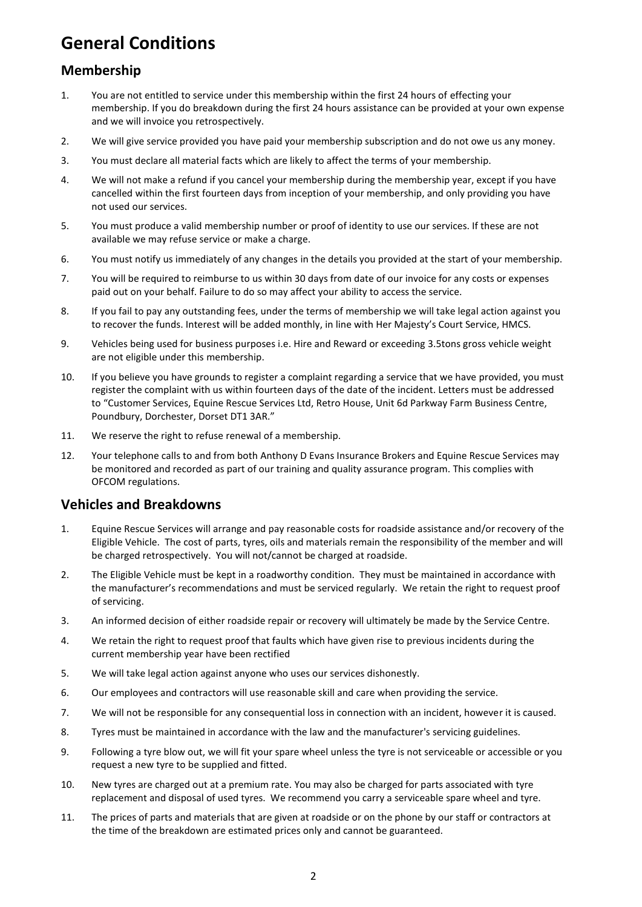# General Conditions

## Membership

1. You are not entitled to service under this membership within the first 24 hours of effecting your membership. If you do breakdown during the first 24 hours assistance can be provided at your own expense and we will invoice you retrospectively.
2. We will give service provided you have paid your membership subscription and do not owe us any money.
3. You must declare all material facts which are likely to affect the terms of your membership.
4. We will not make a refund if you cancel your membership during the membership year, except if you have cancelled within the first fourteen days from inception of your membership, and only providing you have not used our services.
5. You must produce a valid membership number or proof of identity to use our services. If these are not available we may refuse service or make a charge.
6. You must notify us immediately of any changes in the details you provided at the start of your membership.
7. You will be required to reimburse to us within 30 days from date of our invoice for any costs or expenses paid out on your behalf. Failure to do so may affect your ability to access the service.
8. If you fail to pay any outstanding fees, under the terms of membership we will take legal action against you to recover the funds. Interest will be added monthly, in line with Her Majesty's Court Service, HMCS.
9. Vehicles being used for business purposes i.e. Hire and Reward or exceeding 3.5tons gross vehicle weight are not eligible under this membership.
10. If you believe you have grounds to register a complaint regarding a service that we have provided, you must register the complaint with us within fourteen days of the date of the incident. Letters must be addressed to "Customer Services, Equine Rescue Services Ltd, Retro House, Unit 6d Parkway Farm Business Centre, Poundbury, Dorchester, Dorset DT1 3AR."
11. We reserve the right to refuse renewal of a membership.
12. Your telephone calls to and from both Anthony D Evans Insurance Brokers and Equine Rescue Services may be monitored and recorded as part of our training and quality assurance program. This complies with OFCOM regulations.

## Vehicles and Breakdowns

1. Equine Rescue Services will arrange and pay reasonable costs for roadside assistance and/or recovery of the Eligible Vehicle. The cost of parts, tyres, oils and materials remain the responsibility of the member and will be charged retrospectively. You will not/cannot be charged at roadside.
2. The Eligible Vehicle must be kept in a roadworthy condition. They must be maintained in accordance with the manufacturer's recommendations and must be serviced regularly. We retain the right to request proof of servicing.
3. An informed decision of either roadside repair or recovery will ultimately be made by the Service Centre.
4. We retain the right to request proof that faults which have given rise to previous incidents during the current membership year have been rectified
5. We will take legal action against anyone who uses our services dishonestly.
6. Our employees and contractors will use reasonable skill and care when providing the service.
7. We will not be responsible for any consequential loss in connection with an incident, however it is caused.
8. Tyres must be maintained in accordance with the law and the manufacturer's servicing guidelines.
9. Following a tyre blow out, we will fit your spare wheel unless the tyre is not serviceable or accessible or you request a new tyre to be supplied and fitted.
10. New tyres are charged out at a premium rate. You may also be charged for parts associated with tyre replacement and disposal of used tyres. We recommend you carry a serviceable spare wheel and tyre.
11. The prices of parts and materials that are given at roadside or on the phone by our staff or contractors at the time of the breakdown are estimated prices only and cannot be guaranteed.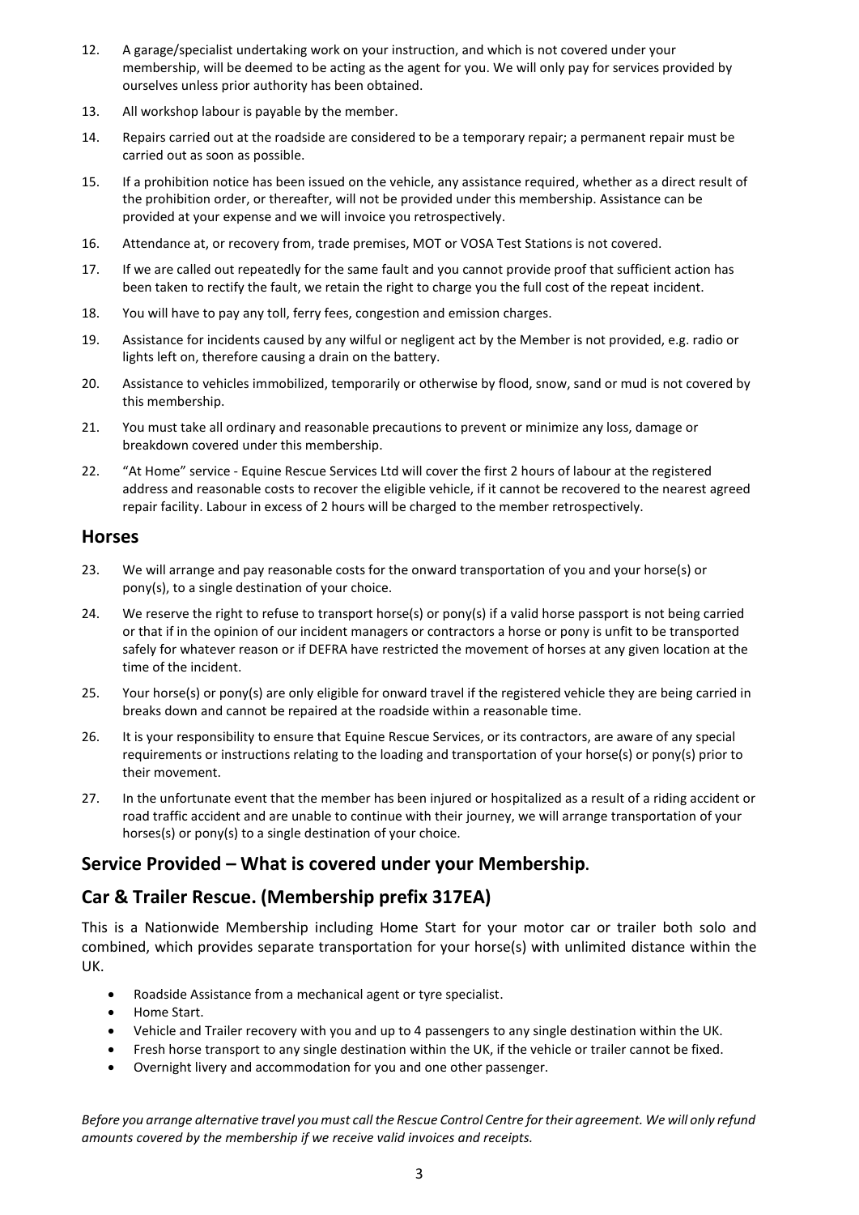12. A garage/specialist undertaking work on your instruction, and which is not covered under your membership, will be deemed to be acting as the agent for you. We will only pay for services provided by ourselves unless prior authority has been obtained.
13. All workshop labour is payable by the member.
14. Repairs carried out at the roadside are considered to be a temporary repair; a permanent repair must be carried out as soon as possible.
15. If a prohibition notice has been issued on the vehicle, any assistance required, whether as a direct result of the prohibition order, or thereafter, will not be provided under this membership. Assistance can be provided at your expense and we will invoice you retrospectively.
16. Attendance at, or recovery from, trade premises, MOT or VOSA Test Stations is not covered.
17. If we are called out repeatedly for the same fault and you cannot provide proof that sufficient action has been taken to rectify the fault, we retain the right to charge you the full cost of the repeat incident.
18. You will have to pay any toll, ferry fees, congestion and emission charges.
19. Assistance for incidents caused by any wilful or negligent act by the Member is not provided, e.g. radio or lights left on, therefore causing a drain on the battery.
20. Assistance to vehicles immobilized, temporarily or otherwise by flood, snow, sand or mud is not covered by this membership.
21. You must take all ordinary and reasonable precautions to prevent or minimize any loss, damage or breakdown covered under this membership.
22. "At Home" service - Equine Rescue Services Ltd will cover the first 2 hours of labour at the registered address and reasonable costs to recover the eligible vehicle, if it cannot be recovered to the nearest agreed repair facility. Labour in excess of 2 hours will be charged to the member retrospectively.

## Horses

23. We will arrange and pay reasonable costs for the onward transportation of you and your horse(s) or pony(s), to a single destination of your choice.
24. We reserve the right to refuse to transport horse(s) or pony(s) if a valid horse passport is not being carried or that if in the opinion of our incident managers or contractors a horse or pony is unfit to be transported safely for whatever reason or if DEFRA have restricted the movement of horses at any given location at the time of the incident.
25. Your horse(s) or pony(s) are only eligible for onward travel if the registered vehicle they are being carried in breaks down and cannot be repaired at the roadside within a reasonable time.
26. It is your responsibility to ensure that Equine Rescue Services, or its contractors, are aware of any special requirements or instructions relating to the loading and transportation of your horse(s) or pony(s) prior to their movement.
27. In the unfortunate event that the member has been injured or hospitalized as a result of a riding accident or road traffic accident and are unable to continue with their journey, we will arrange transportation of your horses(s) or pony(s) to a single destination of your choice.

## Service Provided – What is covered under your Membership.

## Car & Trailer Rescue. (Membership prefix 317EA)

This is a Nationwide Membership including Home Start for your motor car or trailer both solo and combined, which provides separate transportation for your horse(s) with unlimited distance within the UK.

- Roadside Assistance from a mechanical agent or tyre specialist.
- Home Start.
- Vehicle and Trailer recovery with you and up to 4 passengers to any single destination within the UK.
- Fresh horse transport to any single destination within the UK, if the vehicle or trailer cannot be fixed.
- Overnight livery and accommodation for you and one other passenger.

*Before you arrange alternative travel you must call the Rescue Control Centre for their agreement. We will only refund amounts covered by the membership if we receive valid invoices and receipts.*